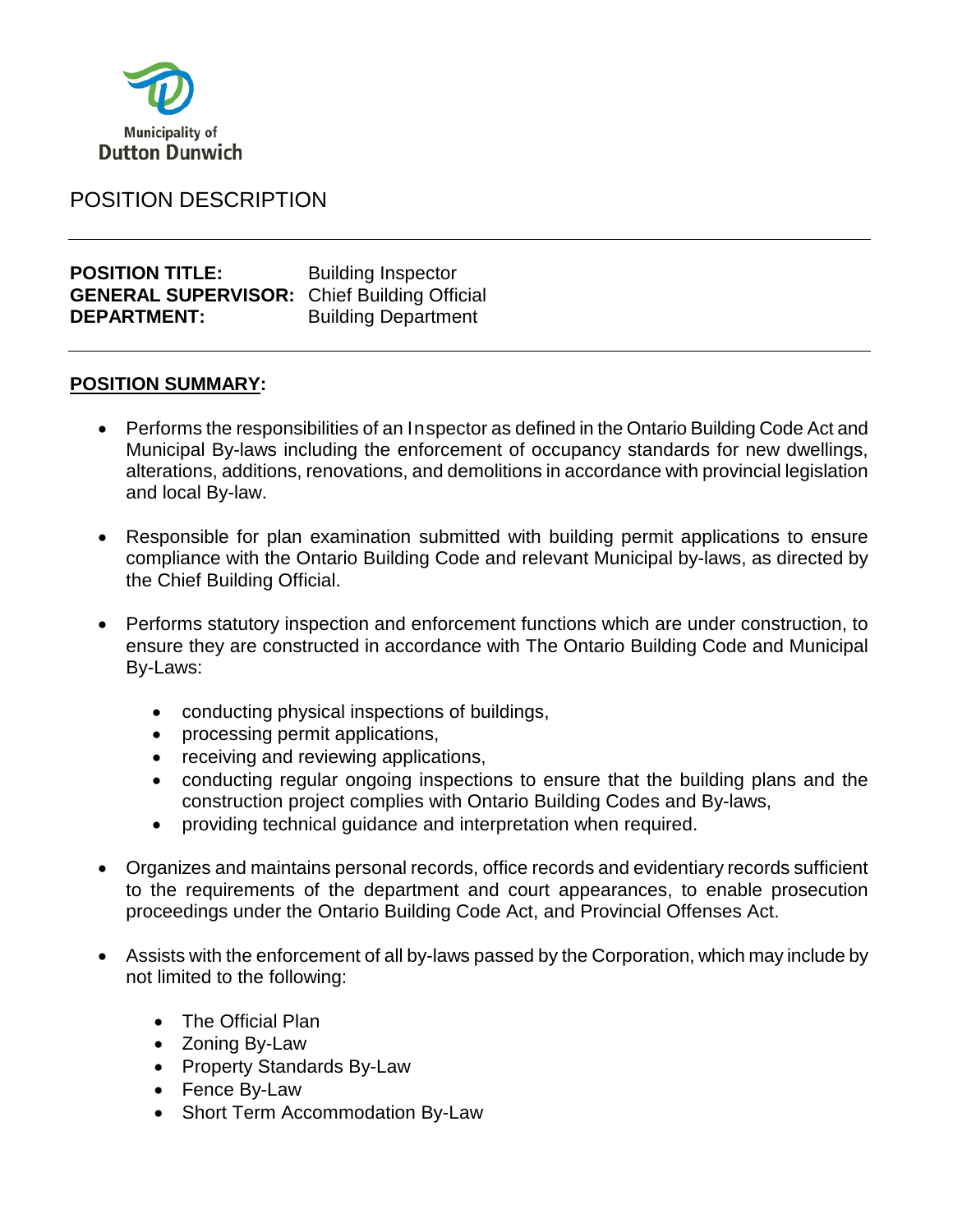Municipality of
Dutton Dunwich

# POSITION DESCRIPTION

**POSITION TITLE:** Building Inspector
**GENERAL SUPERVISOR:** Chief Building Official
**DEPARTMENT:** Building Department

## POSITION SUMMARY:

- Performs the responsibilities of an Inspector as defined in the Ontario Building Code Act and Municipal By-laws including the enforcement of occupancy standards for new dwellings, alterations, additions, renovations, and demolitions in accordance with provincial legislation and local By-law.

- Responsible for plan examination submitted with building permit applications to ensure compliance with the Ontario Building Code and relevant Municipal by-laws, as directed by the Chief Building Official.

- Performs statutory inspection and enforcement functions which are under construction, to ensure they are constructed in accordance with The Ontario Building Code and Municipal By-Laws:

  - conducting physical inspections of buildings,
  - processing permit applications,
  - receiving and reviewing applications,
  - conducting regular ongoing inspections to ensure that the building plans and the construction project complies with Ontario Building Codes and By-laws,
  - providing technical guidance and interpretation when required.

- Organizes and maintains personal records, office records and evidentiary records sufficient to the requirements of the department and court appearances, to enable prosecution proceedings under the Ontario Building Code Act, and Provincial Offenses Act.

- Assists with the enforcement of all by-laws passed by the Corporation, which may include by not limited to the following:

  - The Official Plan
  - Zoning By-Law
  - Property Standards By-Law
  - Fence By-Law
  - Short Term Accommodation By-Law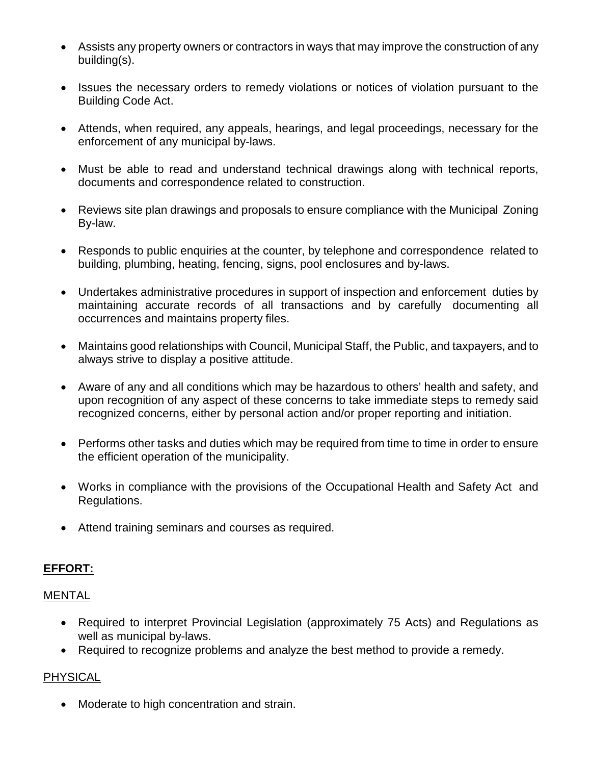- Assists any property owners or contractors in ways that may improve the construction of any building(s).

- Issues the necessary orders to remedy violations or notices of violation pursuant to the Building Code Act.

- Attends, when required, any appeals, hearings, and legal proceedings, necessary for the enforcement of any municipal by-laws.

- Must be able to read and understand technical drawings along with technical reports, documents and correspondence related to construction.

- Reviews site plan drawings and proposals to ensure compliance with the Municipal Zoning By-law.

- Responds to public enquiries at the counter, by telephone and correspondence related to building, plumbing, heating, fencing, signs, pool enclosures and by-laws.

- Undertakes administrative procedures in support of inspection and enforcement duties by maintaining accurate records of all transactions and by carefully documenting all occurrences and maintains property files.

- Maintains good relationships with Council, Municipal Staff, the Public, and taxpayers, and to always strive to display a positive attitude.

- Aware of any and all conditions which may be hazardous to others' health and safety, and upon recognition of any aspect of these concerns to take immediate steps to remedy said recognized concerns, either by personal action and/or proper reporting and initiation.

- Performs other tasks and duties which may be required from time to time in order to ensure the efficient operation of the municipality.

- Works in compliance with the provisions of the Occupational Health and Safety Act and Regulations.

- Attend training seminars and courses as required.

## **EFFORT:**

### MENTAL

- Required to interpret Provincial Legislation (approximately 75 Acts) and Regulations as well as municipal by-laws.
- Required to recognize problems and analyze the best method to provide a remedy.

### PHYSICAL

- Moderate to high concentration and strain.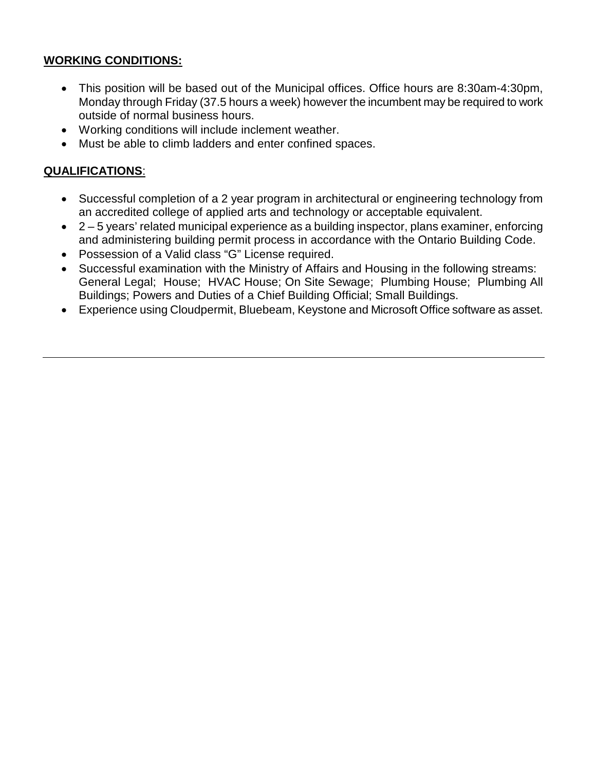**WORKING CONDITIONS:**

- This position will be based out of the Municipal offices. Office hours are 8:30am-4:30pm, Monday through Friday (37.5 hours a week) however the incumbent may be required to work outside of normal business hours.
- Working conditions will include inclement weather.
- Must be able to climb ladders and enter confined spaces.

**QUALIFICATIONS**:

- Successful completion of a 2 year program in architectural or engineering technology from an accredited college of applied arts and technology or acceptable equivalent.
- 2 – 5 years' related municipal experience as a building inspector, plans examiner, enforcing and administering building permit process in accordance with the Ontario Building Code.
- Possession of a Valid class "G" License required.
- Successful examination with the Ministry of Affairs and Housing in the following streams: General Legal; House; HVAC House; On Site Sewage; Plumbing House; Plumbing All Buildings; Powers and Duties of a Chief Building Official; Small Buildings.
- Experience using Cloudpermit, Bluebeam, Keystone and Microsoft Office software as asset.

---